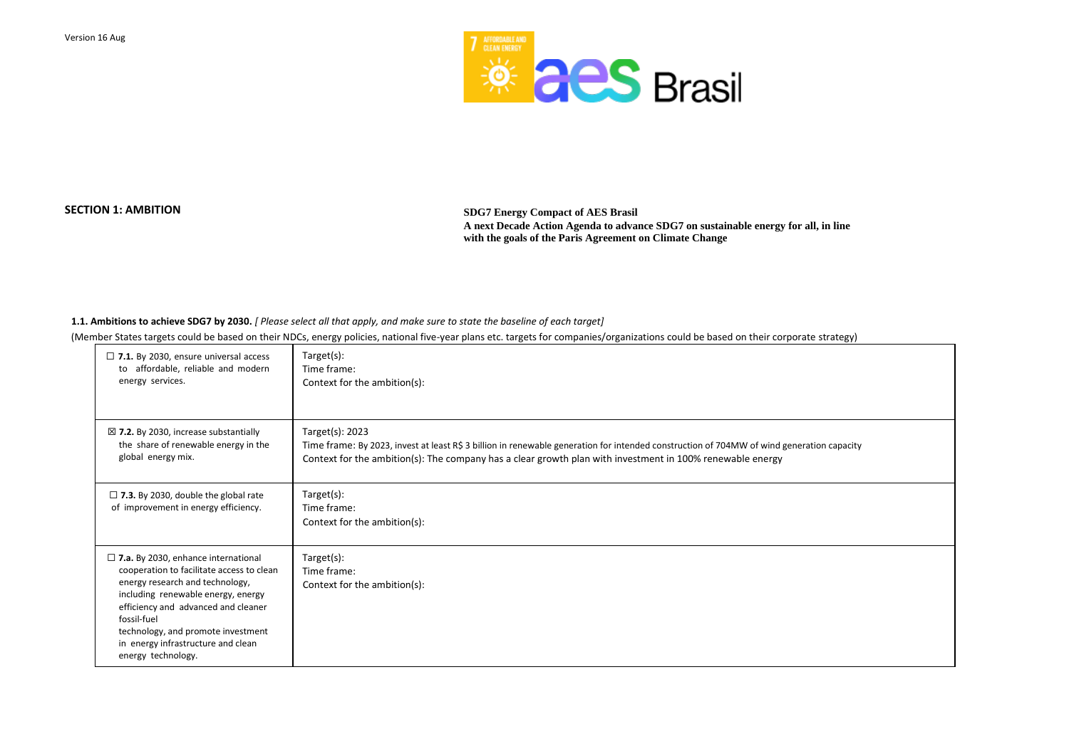Version 16 Aug

## SECTION 1: AMBITION

**SDG7 Energy Compact of AES Brasil**
**A next Decade Action Agenda to advance SDG7 on sustainable energy for all, in line with the goals of the Paris Agreement on Climate Change**

**1.1. Ambitions to achieve SDG7 by 2030.** *[ Please select all that apply, and make sure to state the baseline of each target]*

(Member States targets could be based on their NDCs, energy policies, national five-year plans etc. targets for companies/organizations could be based on their corporate strategy)

| | |
|---|---|
| ☐ **7.1.** By 2030, ensure universal access to affordable, reliable and modern energy services. | Target(s):<br>Time frame:<br>Context for the ambition(s): |
| ☒ **7.2.** By 2030, increase substantially the share of renewable energy in the global energy mix. | Target(s): 2023<br>Time frame: By 2023, invest at least R$ 3 billion in renewable generation for intended construction of 704MW of wind generation capacity<br>Context for the ambition(s): The company has a clear growth plan with investment in 100% renewable energy |
| ☐ **7.3.** By 2030, double the global rate of improvement in energy efficiency. | Target(s):<br>Time frame:<br>Context for the ambition(s): |
| ☐ **7.a.** By 2030, enhance international cooperation to facilitate access to clean energy research and technology, including renewable energy, energy efficiency and advanced and cleaner fossil-fuel technology, and promote investment in energy infrastructure and clean energy technology. | Target(s):<br>Time frame:<br>Context for the ambition(s): |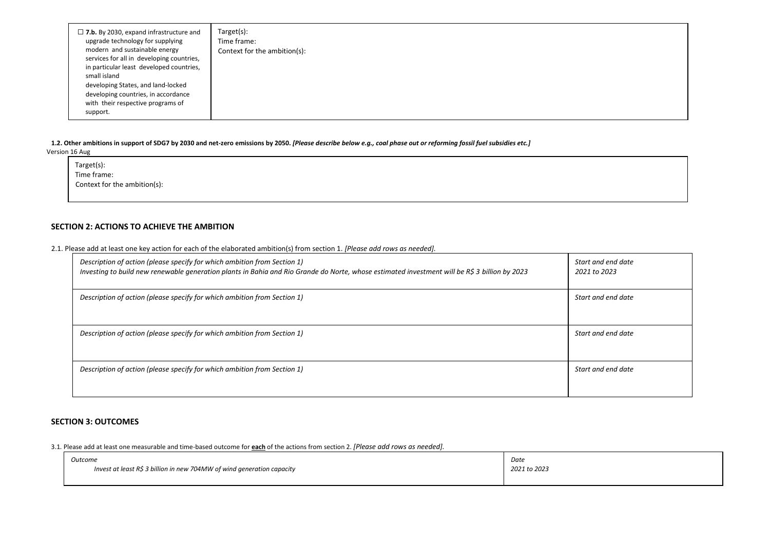| ☐ **7.b.** By 2030, expand infrastructure and upgrade technology for supplying modern and sustainable energy services for all in developing countries, in particular least developed countries, small island developing States, and land-locked developing countries, in accordance with their respective programs of support. | Target(s):<br>Time frame:<br>Context for the ambition(s): |
|---|---|

**1.2. Other ambitions in support of SDG7 by 2030 and net-zero emissions by 2050.** ***[Please describe below e.g., coal phase out or reforming fossil fuel subsidies etc.]***

Version 16 Aug

| Target(s):<br>Time frame:<br>Context for the ambition(s): |
|---|

## SECTION 2: ACTIONS TO ACHIEVE THE AMBITION

2.1. Please add at least one key action for each of the elaborated ambition(s) from section 1. *[Please add rows as needed].*

| *Description of action (please specify for which ambition from Section 1)*<br>*Investing to build new renewable generation plants in Bahia and Rio Grande do Norte, whose estimated investment will be R$ 3 billion by 2023* | *Start and end date*<br>*2021 to 2023* |
|---|---|
| *Description of action (please specify for which ambition from Section 1)* | *Start and end date* |
| *Description of action (please specify for which ambition from Section 1)* | *Start and end date* |
| *Description of action (please specify for which ambition from Section 1)* | *Start and end date* |

## SECTION 3: OUTCOMES

3.1. Please add at least one measurable and time-based outcome for **each** of the actions from section 2. *[Please add rows as needed].*

| *Outcome*<br>*Invest at least R$ 3 billion in new 704MW of wind generation capacity* | *Date*<br>*2021 to 2023* |
|---|---|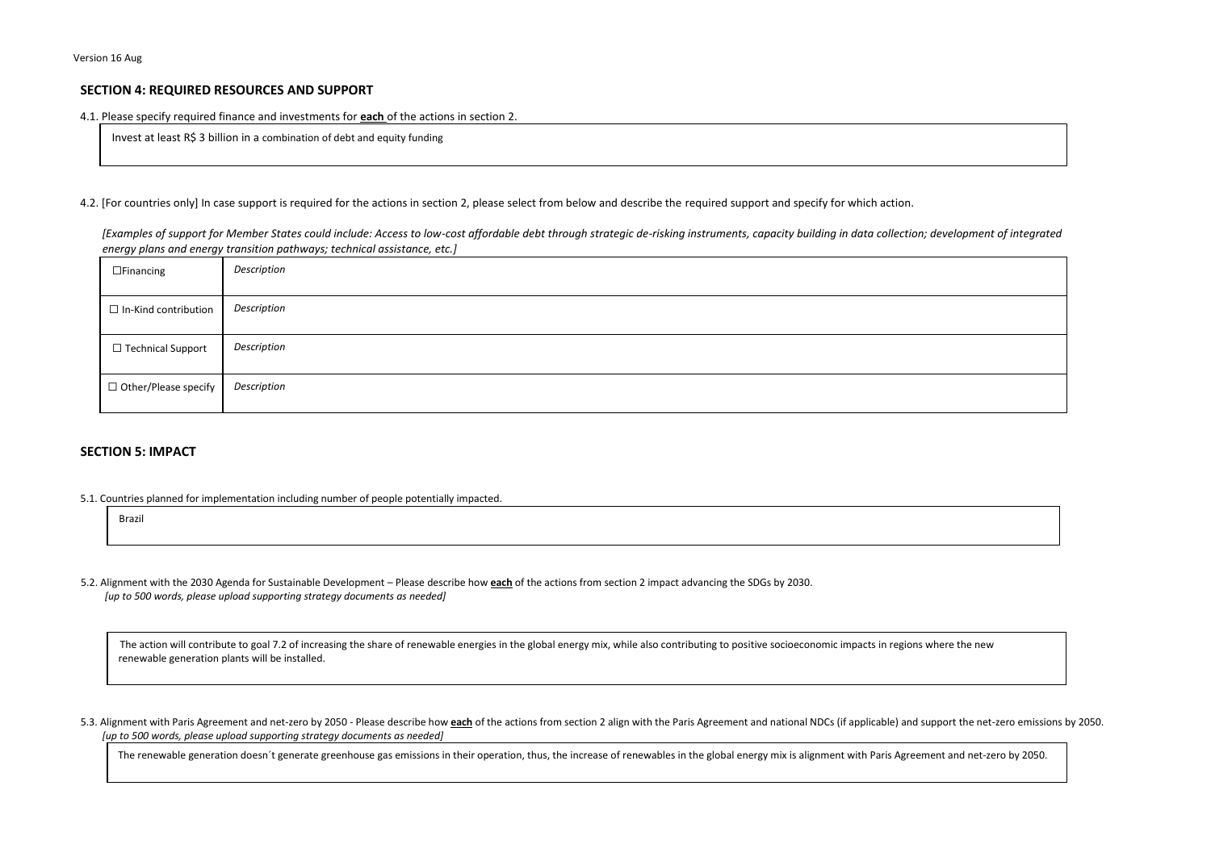## SECTION 4: REQUIRED RESOURCES AND SUPPORT

4.1. Please specify required finance and investments for **each** of the actions in section 2.

| Invest at least R$ 3 billion in a combination of debt and equity funding |
|---|

4.2. [For countries only] In case support is required for the actions in section 2, please select from below and describe the required support and specify for which action.

*[Examples of support for Member States could include: Access to low-cost affordable debt through strategic de-risking instruments, capacity building in data collection; development of integrated energy plans and energy transition pathways; technical assistance, etc.]*

| ☐Financing | *Description* |
|---|---|
| ☐ In-Kind contribution | *Description* |
| ☐ Technical Support | *Description* |
| ☐ Other/Please specify | *Description* |

## SECTION 5: IMPACT

5.1. Countries planned for implementation including number of people potentially impacted.

| Brazil |
|---|

5.2. Alignment with the 2030 Agenda for Sustainable Development – Please describe how **each** of the actions from section 2 impact advancing the SDGs by 2030.
*[up to 500 words, please upload supporting strategy documents as needed]*

| The action will contribute to goal 7.2 of increasing the share of renewable energies in the global energy mix, while also contributing to positive socioeconomic impacts in regions where the new renewable generation plants will be installed. |
|---|

5.3. Alignment with Paris Agreement and net-zero by 2050 - Please describe how **each** of the actions from section 2 align with the Paris Agreement and national NDCs (if applicable) and support the net-zero emissions by 2050.
*[up to 500 words, please upload supporting strategy documents as needed]*

| The renewable generation doesn´t generate greenhouse gas emissions in their operation, thus, the increase of renewables in the global energy mix is alignment with Paris Agreement and net-zero by 2050. |
|---|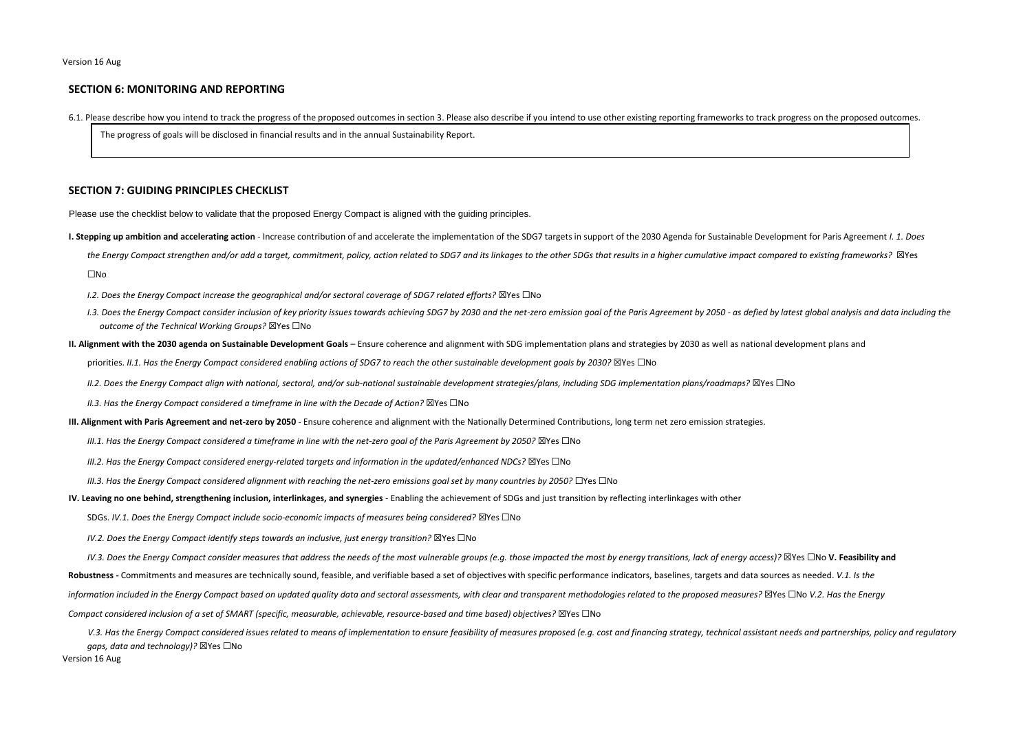## SECTION 6: MONITORING AND REPORTING

6.1. Please describe how you intend to track the progress of the proposed outcomes in section 3. Please also describe if you intend to use other existing reporting frameworks to track progress on the proposed outcomes.

The progress of goals will be disclosed in financial results and in the annual Sustainability Report.

## SECTION 7: GUIDING PRINCIPLES CHECKLIST

Please use the checklist below to validate that the proposed Energy Compact is aligned with the guiding principles.

**I. Stepping up ambition and accelerating action** - Increase contribution of and accelerate the implementation of the SDG7 targets in support of the 2030 Agenda for Sustainable Development for Paris Agreement *I. 1. Does the Energy Compact strengthen and/or add a target, commitment, policy, action related to SDG7 and its linkages to the other SDGs that results in a higher cumulative impact compared to existing frameworks?* ☒Yes ☐No

*I.2. Does the Energy Compact increase the geographical and/or sectoral coverage of SDG7 related efforts?* ☒Yes ☐No

*I.3. Does the Energy Compact consider inclusion of key priority issues towards achieving SDG7 by 2030 and the net-zero emission goal of the Paris Agreement by 2050 - as defied by latest global analysis and data including the outcome of the Technical Working Groups?* ☒Yes ☐No

**II. Alignment with the 2030 agenda on Sustainable Development Goals** – Ensure coherence and alignment with SDG implementation plans and strategies by 2030 as well as national development plans and priorities. *II.1. Has the Energy Compact considered enabling actions of SDG7 to reach the other sustainable development goals by 2030?* ☒Yes ☐No

*II.2. Does the Energy Compact align with national, sectoral, and/or sub-national sustainable development strategies/plans, including SDG implementation plans/roadmaps?* ☒Yes ☐No

*II.3. Has the Energy Compact considered a timeframe in line with the Decade of Action?* ☒Yes ☐No

**III. Alignment with Paris Agreement and net-zero by 2050** - Ensure coherence and alignment with the Nationally Determined Contributions, long term net zero emission strategies.

*III.1. Has the Energy Compact considered a timeframe in line with the net-zero goal of the Paris Agreement by 2050?* ☒Yes ☐No

*III.2. Has the Energy Compact considered energy-related targets and information in the updated/enhanced NDCs?* ☒Yes ☐No

*III.3. Has the Energy Compact considered alignment with reaching the net-zero emissions goal set by many countries by 2050?* ☐Yes ☐No

**IV. Leaving no one behind, strengthening inclusion, interlinkages, and synergies** - Enabling the achievement of SDGs and just transition by reflecting interlinkages with other SDGs. *IV.1. Does the Energy Compact include socio-economic impacts of measures being considered?* ☒Yes ☐No

*IV.2. Does the Energy Compact identify steps towards an inclusive, just energy transition?* ☒Yes ☐No

*IV.3. Does the Energy Compact consider measures that address the needs of the most vulnerable groups (e.g. those impacted the most by energy transitions, lack of energy access)?* ☒Yes ☐No

**V. Feasibility and Robustness -** Commitments and measures are technically sound, feasible, and verifiable based a set of objectives with specific performance indicators, baselines, targets and data sources as needed. *V.1. Is the information included in the Energy Compact based on updated quality data and sectoral assessments, with clear and transparent methodologies related to the proposed measures?* ☒Yes ☐No *V.2. Has the Energy Compact considered inclusion of a set of SMART (specific, measurable, achievable, resource-based and time based) objectives?* ☒Yes ☐No

*V.3. Has the Energy Compact considered issues related to means of implementation to ensure feasibility of measures proposed (e.g. cost and financing strategy, technical assistant needs and partnerships, policy and regulatory gaps, data and technology)?* ☒Yes ☐No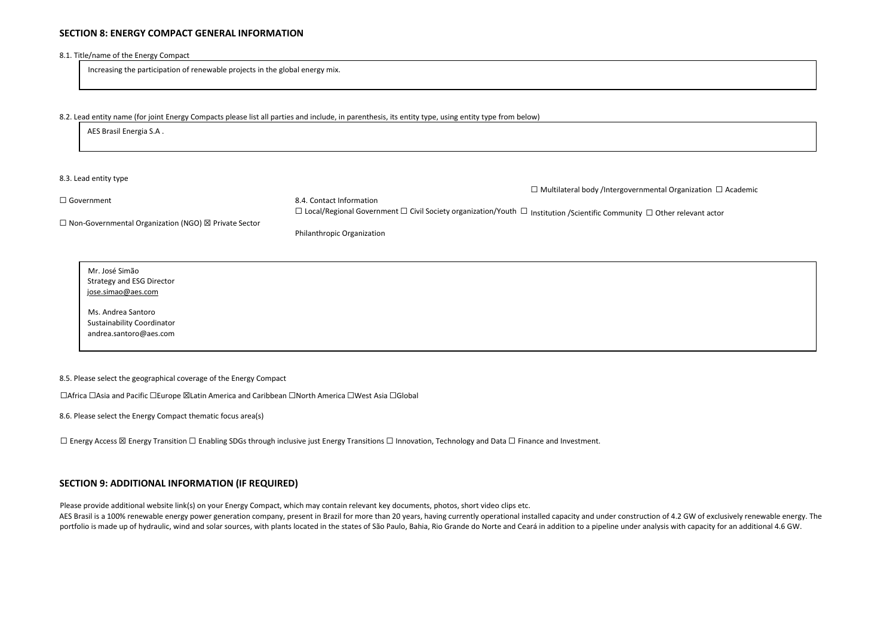## SECTION 8: ENERGY COMPACT GENERAL INFORMATION

8.1. Title/name of the Energy Compact

Increasing the participation of renewable projects in the global energy mix.

8.2. Lead entity name (for joint Energy Compacts please list all parties and include, in parenthesis, its entity type, using entity type from below)

AES Brasil Energia S.A .

8.3. Lead entity type

☐ Government ☐ Multilateral body /Intergovernmental Organization ☐ Academic

☐ Local/Regional Government ☐ Civil Society organization/Youth ☐ Institution /Scientific Community ☐ Other relevant actor

☐ Non-Governmental Organization (NGO) ☒ Private Sector Philanthropic Organization

8.4. Contact Information

Mr. José Simão
Strategy and ESG Director
jose.simao@aes.com

Ms. Andrea Santoro
Sustainability Coordinator
andrea.santoro@aes.com

8.5. Please select the geographical coverage of the Energy Compact

☐Africa ☐Asia and Pacific ☐Europe ☒Latin America and Caribbean ☐North America ☐West Asia ☐Global

8.6. Please select the Energy Compact thematic focus area(s)

☐ Energy Access ☒ Energy Transition ☐ Enabling SDGs through inclusive just Energy Transitions ☐ Innovation, Technology and Data ☐ Finance and Investment.

## SECTION 9: ADDITIONAL INFORMATION (IF REQUIRED)

Please provide additional website link(s) on your Energy Compact, which may contain relevant key documents, photos, short video clips etc.

AES Brasil is a 100% renewable energy power generation company, present in Brazil for more than 20 years, having currently operational installed capacity and under construction of 4.2 GW of exclusively renewable energy. The portfolio is made up of hydraulic, wind and solar sources, with plants located in the states of São Paulo, Bahia, Rio Grande do Norte and Ceará in addition to a pipeline under analysis with capacity for an additional 4.6 GW.